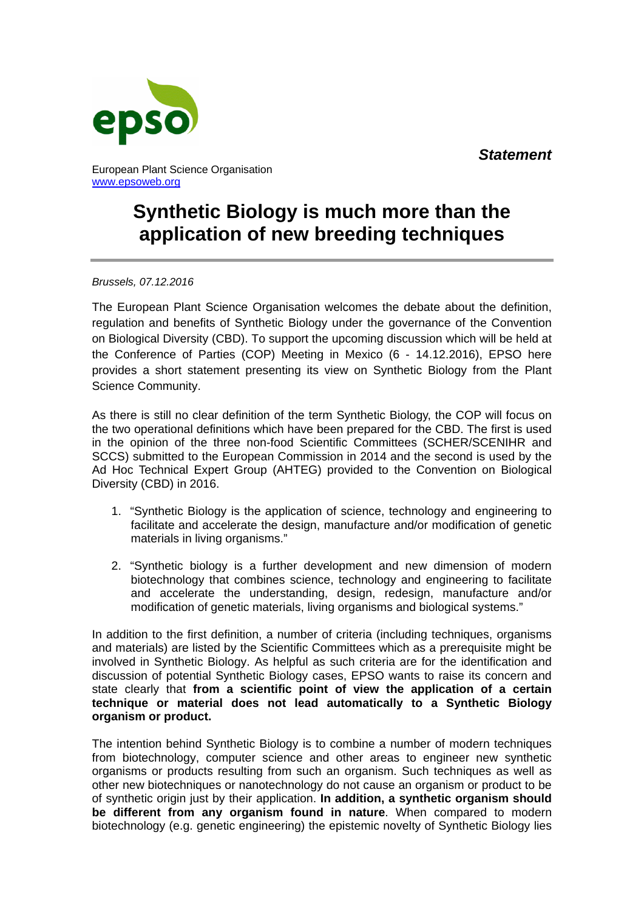epso

*Statement*

European Plant Science Organisation
[www.epsoweb.org](http://www.epsoweb.org)

# Synthetic Biology is much more than the application of new breeding techniques

*Brussels, 07.12.2016*

The European Plant Science Organisation welcomes the debate about the definition, regulation and benefits of Synthetic Biology under the governance of the Convention on Biological Diversity (CBD). To support the upcoming discussion which will be held at the Conference of Parties (COP) Meeting in Mexico (6 - 14.12.2016), EPSO here provides a short statement presenting its view on Synthetic Biology from the Plant Science Community.

As there is still no clear definition of the term Synthetic Biology, the COP will focus on the two operational definitions which have been prepared for the CBD. The first is used in the opinion of the three non-food Scientific Committees (SCHER/SCENIHR and SCCS) submitted to the European Commission in 2014 and the second is used by the Ad Hoc Technical Expert Group (AHTEG) provided to the Convention on Biological Diversity (CBD) in 2016.

1. "Synthetic Biology is the application of science, technology and engineering to facilitate and accelerate the design, manufacture and/or modification of genetic materials in living organisms."

2. "Synthetic biology is a further development and new dimension of modern biotechnology that combines science, technology and engineering to facilitate and accelerate the understanding, design, redesign, manufacture and/or modification of genetic materials, living organisms and biological systems."

In addition to the first definition, a number of criteria (including techniques, organisms and materials) are listed by the Scientific Committees which as a prerequisite might be involved in Synthetic Biology. As helpful as such criteria are for the identification and discussion of potential Synthetic Biology cases, EPSO wants to raise its concern and state clearly that **from a scientific point of view the application of a certain technique or material does not lead automatically to a Synthetic Biology organism or product.**

The intention behind Synthetic Biology is to combine a number of modern techniques from biotechnology, computer science and other areas to engineer new synthetic organisms or products resulting from such an organism. Such techniques as well as other new biotechniques or nanotechnology do not cause an organism or product to be of synthetic origin just by their application. **In addition, a synthetic organism should be different from any organism found in nature**. When compared to modern biotechnology (e.g. genetic engineering) the epistemic novelty of Synthetic Biology lies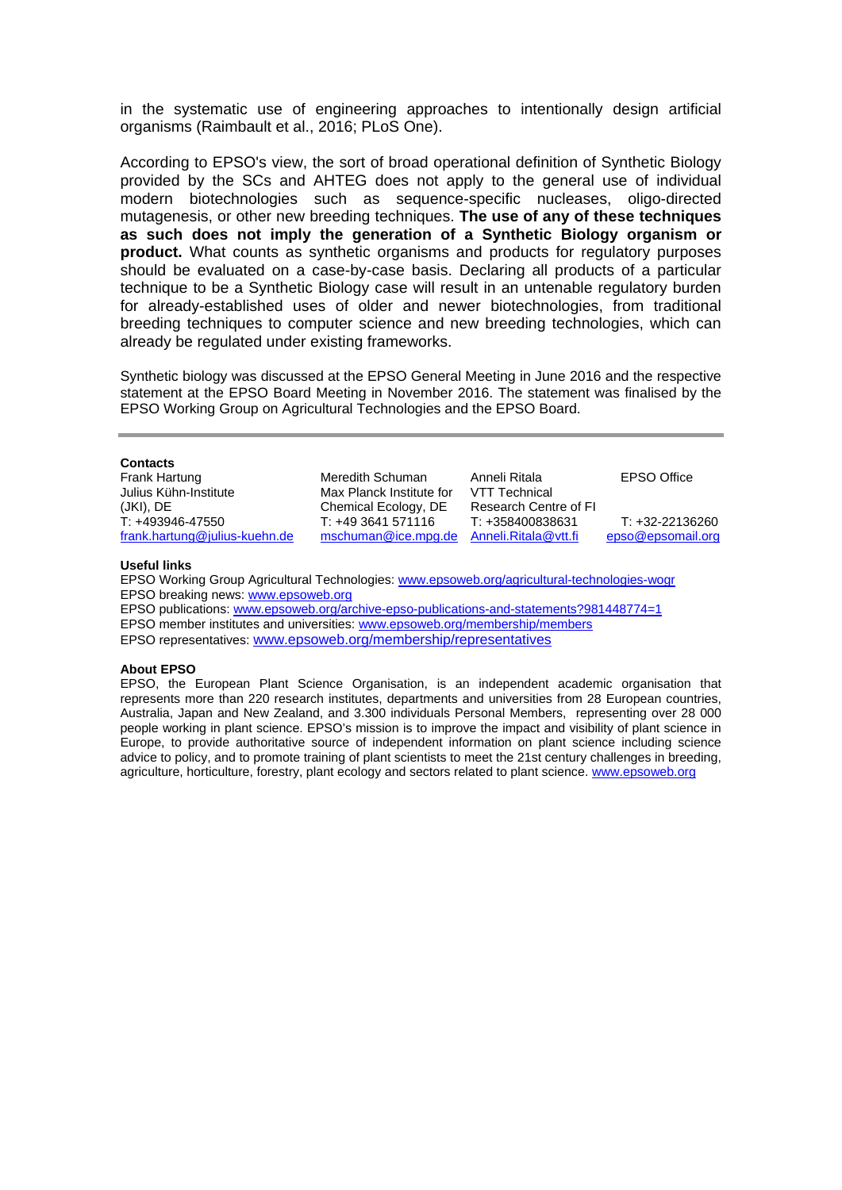in the systematic use of engineering approaches to intentionally design artificial organisms (Raimbault et al., 2016; PLoS One).

According to EPSO's view, the sort of broad operational definition of Synthetic Biology provided by the SCs and AHTEG does not apply to the general use of individual modern biotechnologies such as sequence-specific nucleases, oligo-directed mutagenesis, or other new breeding techniques. **The use of any of these techniques as such does not imply the generation of a Synthetic Biology organism or product.** What counts as synthetic organisms and products for regulatory purposes should be evaluated on a case-by-case basis. Declaring all products of a particular technique to be a Synthetic Biology case will result in an untenable regulatory burden for already-established uses of older and newer biotechnologies, from traditional breeding techniques to computer science and new breeding technologies, which can already be regulated under existing frameworks.

Synthetic biology was discussed at the EPSO General Meeting in June 2016 and the respective statement at the EPSO Board Meeting in November 2016. The statement was finalised by the EPSO Working Group on Agricultural Technologies and the EPSO Board.

---

**Contacts**

| | | | |
|---|---|---|---|
| Frank Hartung | Meredith Schuman | Anneli Ritala | EPSO Office |
| Julius Kühn-Institute (JKI), DE | Max Planck Institute for Chemical Ecology, DE | VTT Technical Research Centre of FI | |
| T: +493946-47550 | T: +49 3641 571116 | T: +358400838631 | T: +32-22136260 |
| frank.hartung@julius-kuehn.de | mschuman@ice.mpg.de | Anneli.Ritala@vtt.fi | epso@epsomail.org |

**Useful links**

EPSO Working Group Agricultural Technologies: www.epsoweb.org/agricultural-technologies-wogr
EPSO breaking news: www.epsoweb.org
EPSO publications: www.epsoweb.org/archive-epso-publications-and-statements?981448774=1
EPSO member institutes and universities: www.epsoweb.org/membership/members
EPSO representatives: www.epsoweb.org/membership/representatives

**About EPSO**

EPSO, the European Plant Science Organisation, is an independent academic organisation that represents more than 220 research institutes, departments and universities from 28 European countries, Australia, Japan and New Zealand, and 3.300 individuals Personal Members, representing over 28 000 people working in plant science. EPSO's mission is to improve the impact and visibility of plant science in Europe, to provide authoritative source of independent information on plant science including science advice to policy, and to promote training of plant scientists to meet the 21st century challenges in breeding, agriculture, horticulture, forestry, plant ecology and sectors related to plant science. www.epsoweb.org